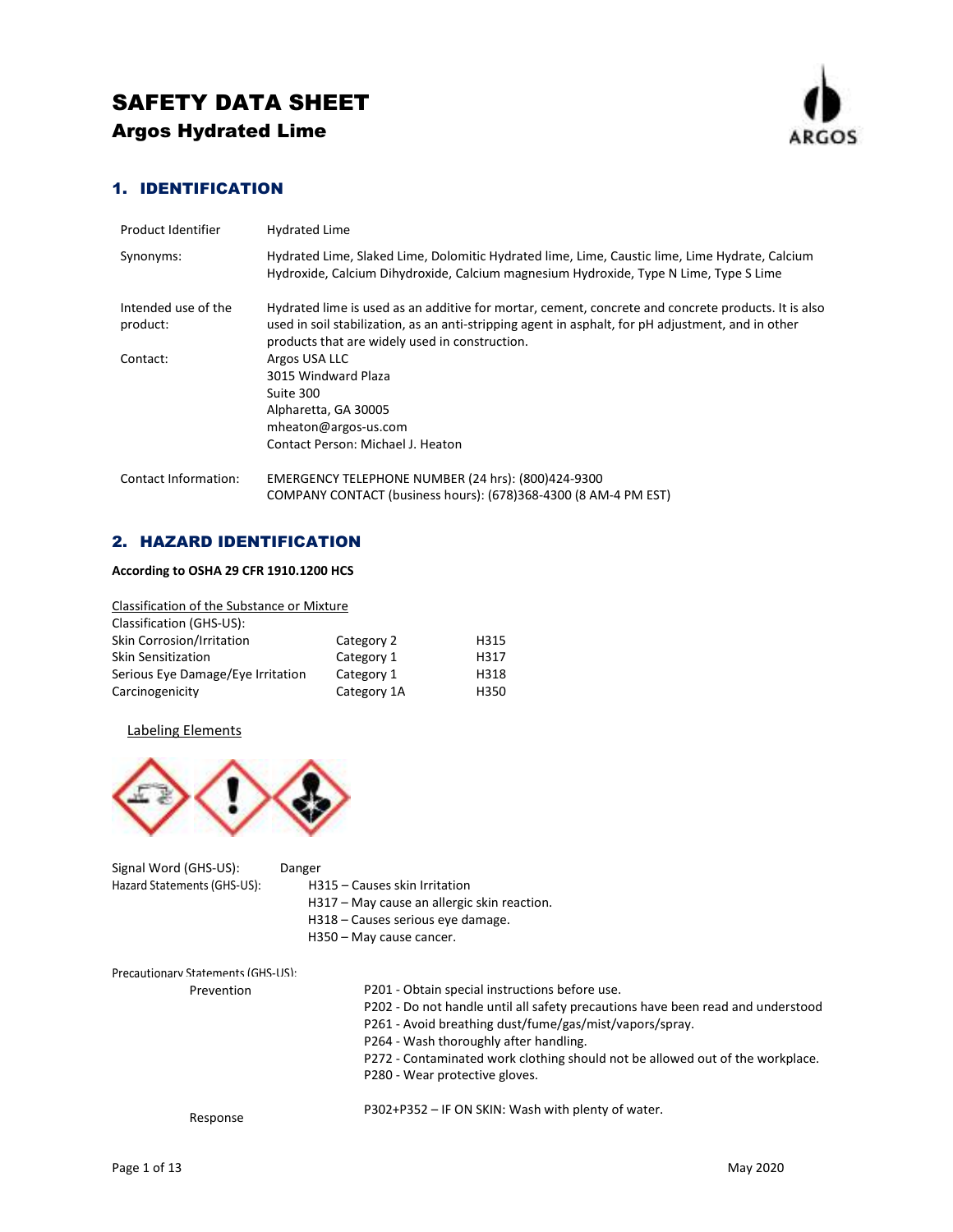# SAFETY DATA SHEET

## Argos Hydrated Lime

## 1. IDENTIFICATION

| | |
|---|---|
| Product Identifier | Hydrated Lime |
| Synonyms: | Hydrated Lime, Slaked Lime, Dolomitic Hydrated lime, Lime, Caustic lime, Lime Hydrate, Calcium Hydroxide, Calcium Dihydroxide, Calcium magnesium Hydroxide, Type N Lime, Type S Lime |
| Intended use of the product: | Hydrated lime is used as an additive for mortar, cement, concrete and concrete products. It is also used in soil stabilization, as an anti-stripping agent in asphalt, for pH adjustment, and in other products that are widely used in construction. |
| Contact: | Argos USA LLC<br>3015 Windward Plaza<br>Suite 300<br>Alpharetta, GA 30005<br>mheaton@argos-us.com<br>Contact Person: Michael J. Heaton |
| Contact Information: | EMERGENCY TELEPHONE NUMBER (24 hrs): (800)424-9300<br>COMPANY CONTACT (business hours): (678)368-4300 (8 AM-4 PM EST) |

## 2. HAZARD IDENTIFICATION

**According to OSHA 29 CFR 1910.1200 HCS**

Classification of the Substance or Mixture

Classification (GHS-US):

| | | |
|---|---|---|
| Skin Corrosion/Irritation | Category 2 | H315 |
| Skin Sensitization | Category 1 | H317 |
| Serious Eye Damage/Eye Irritation | Category 1 | H318 |
| Carcinogenicity | Category 1A | H350 |

Labeling Elements

Signal Word (GHS-US): Danger

Hazard Statements (GHS-US):
- H315 – Causes skin Irritation
- H317 – May cause an allergic skin reaction.
- H318 – Causes serious eye damage.
- H350 – May cause cancer.

Precautionary Statements (GHS-US):

Prevention
- P201 - Obtain special instructions before use.
- P202 - Do not handle until all safety precautions have been read and understood
- P261 - Avoid breathing dust/fume/gas/mist/vapors/spray.
- P264 - Wash thoroughly after handling.
- P272 - Contaminated work clothing should not be allowed out of the workplace.
- P280 - Wear protective gloves.

Response
- P302+P352 – IF ON SKIN: Wash with plenty of water.

May 2020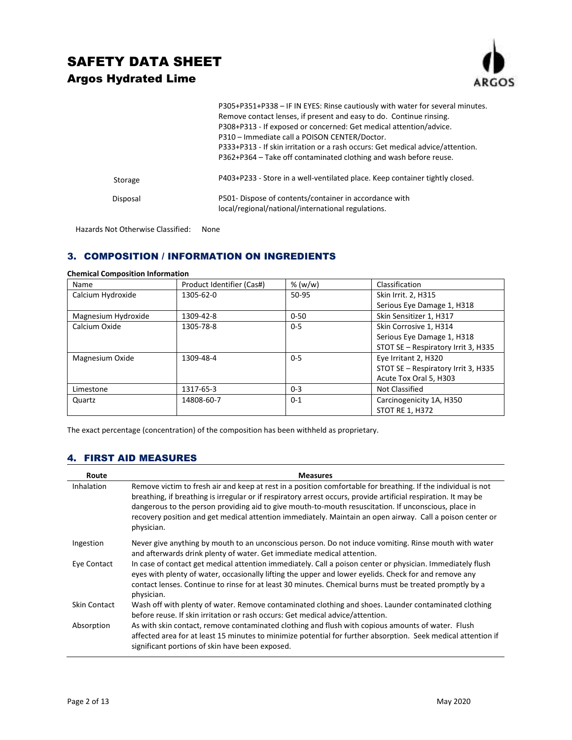| | |
|---|---|
| | P305+P351+P338 – IF IN EYES: Rinse cautiously with water for several minutes. Remove contact lenses, if present and easy to do. Continue rinsing.<br>P308+P313 - If exposed or concerned: Get medical attention/advice.<br>P310 – Immediate call a POISON CENTER/Doctor.<br>P333+P313 - If skin irritation or a rash occurs: Get medical advice/attention.<br>P362+P364 – Take off contaminated clothing and wash before reuse. |
| Storage | P403+P233 - Store in a well-ventilated place. Keep container tightly closed. |
| Disposal | P501- Dispose of contents/container in accordance with local/regional/national/international regulations. |

Hazards Not Otherwise Classified: None

## 3. COMPOSITION / INFORMATION ON INGREDIENTS

**Chemical Composition Information**

| Name | Product Identifier (Cas#) | % (w/w) | Classification |
|---|---|---|---|
| Calcium Hydroxide | 1305-62-0 | 50-95 | Skin Irrit. 2, H315<br>Serious Eye Damage 1, H318 |
| Magnesium Hydroxide | 1309-42-8 | 0-50 | Skin Sensitizer 1, H317 |
| Calcium Oxide | 1305-78-8 | 0-5 | Skin Corrosive 1, H314<br>Serious Eye Damage 1, H318<br>STOT SE – Respiratory Irrit 3, H335 |
| Magnesium Oxide | 1309-48-4 | 0-5 | Eye Irritant 2, H320<br>STOT SE – Respiratory Irrit 3, H335<br>Acute Tox Oral 5, H303 |
| Limestone | 1317-65-3 | 0-3 | Not Classified |
| Quartz | 14808-60-7 | 0-1 | Carcinogenicity 1A, H350<br>STOT RE 1, H372 |

The exact percentage (concentration) of the composition has been withheld as proprietary.

## 4. FIRST AID MEASURES

| Route | Measures |
|---|---|
| Inhalation | Remove victim to fresh air and keep at rest in a position comfortable for breathing. If the individual is not breathing, if breathing is irregular or if respiratory arrest occurs, provide artificial respiration. It may be dangerous to the person providing aid to give mouth-to-mouth resuscitation. If unconscious, place in recovery position and get medical attention immediately. Maintain an open airway. Call a poison center or physician. |
| Ingestion | Never give anything by mouth to an unconscious person. Do not induce vomiting. Rinse mouth with water and afterwards drink plenty of water. Get immediate medical attention. |
| Eye Contact | In case of contact get medical attention immediately. Call a poison center or physician. Immediately flush eyes with plenty of water, occasionally lifting the upper and lower eyelids. Check for and remove any contact lenses. Continue to rinse for at least 30 minutes. Chemical burns must be treated promptly by a physician. |
| Skin Contact | Wash off with plenty of water. Remove contaminated clothing and shoes. Launder contaminated clothing before reuse. If skin irritation or rash occurs: Get medical advice/attention. |
| Absorption | As with skin contact, remove contaminated clothing and flush with copious amounts of water. Flush affected area for at least 15 minutes to minimize potential for further absorption. Seek medical attention if significant portions of skin have been exposed. |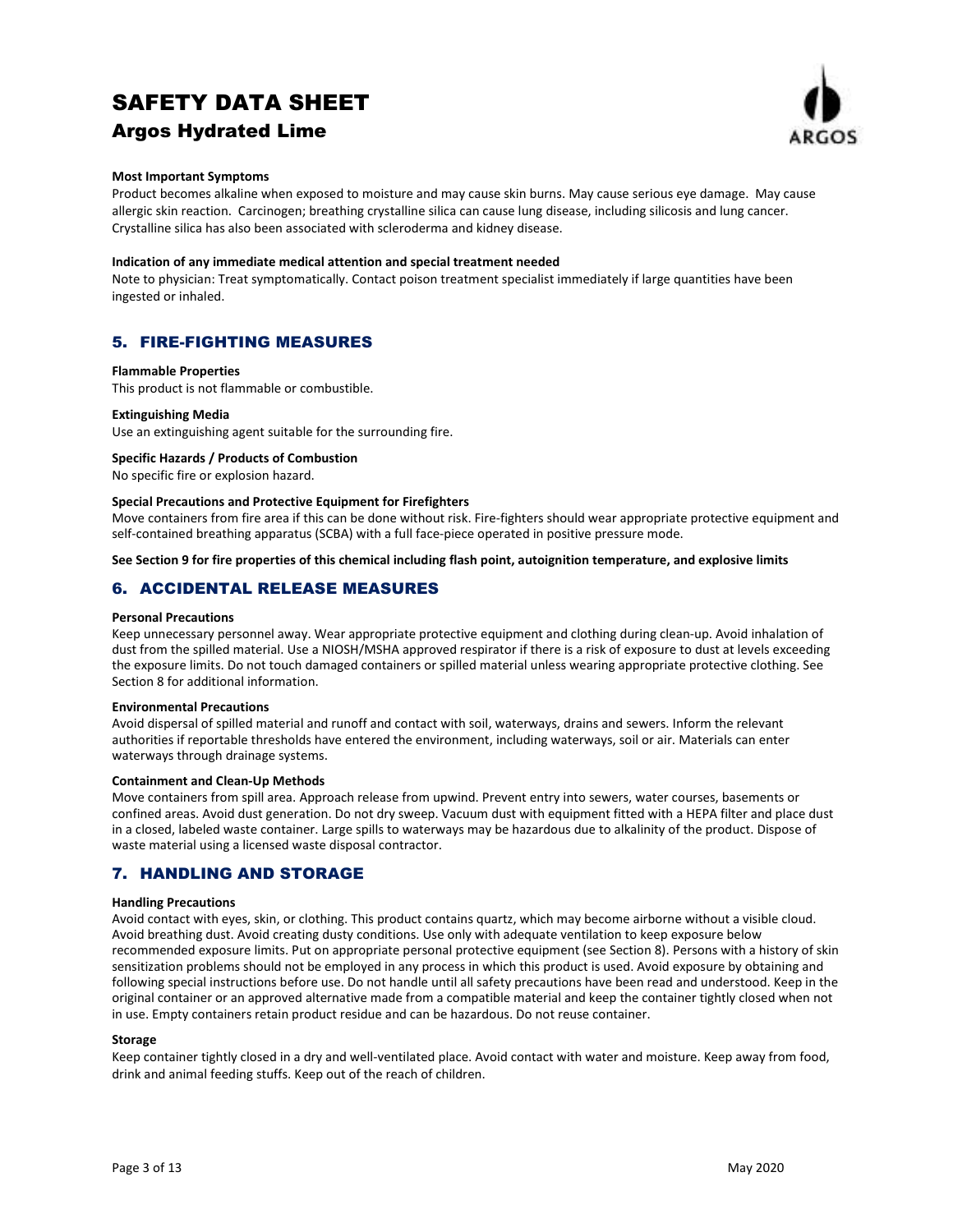**Most Important Symptoms**

Product becomes alkaline when exposed to moisture and may cause skin burns. May cause serious eye damage. May cause allergic skin reaction. Carcinogen; breathing crystalline silica can cause lung disease, including silicosis and lung cancer. Crystalline silica has also been associated with scleroderma and kidney disease.

**Indication of any immediate medical attention and special treatment needed**

Note to physician: Treat symptomatically. Contact poison treatment specialist immediately if large quantities have been ingested or inhaled.

## 5. FIRE-FIGHTING MEASURES

**Flammable Properties**

This product is not flammable or combustible.

**Extinguishing Media**

Use an extinguishing agent suitable for the surrounding fire.

**Specific Hazards / Products of Combustion**

No specific fire or explosion hazard.

**Special Precautions and Protective Equipment for Firefighters**

Move containers from fire area if this can be done without risk. Fire-fighters should wear appropriate protective equipment and self-contained breathing apparatus (SCBA) with a full face-piece operated in positive pressure mode.

**See Section 9 for fire properties of this chemical including flash point, autoignition temperature, and explosive limits**

## 6. ACCIDENTAL RELEASE MEASURES

**Personal Precautions**

Keep unnecessary personnel away. Wear appropriate protective equipment and clothing during clean-up. Avoid inhalation of dust from the spilled material. Use a NIOSH/MSHA approved respirator if there is a risk of exposure to dust at levels exceeding the exposure limits. Do not touch damaged containers or spilled material unless wearing appropriate protective clothing. See Section 8 for additional information.

**Environmental Precautions**

Avoid dispersal of spilled material and runoff and contact with soil, waterways, drains and sewers. Inform the relevant authorities if reportable thresholds have entered the environment, including waterways, soil or air. Materials can enter waterways through drainage systems.

**Containment and Clean-Up Methods**

Move containers from spill area. Approach release from upwind. Prevent entry into sewers, water courses, basements or confined areas. Avoid dust generation. Do not dry sweep. Vacuum dust with equipment fitted with a HEPA filter and place dust in a closed, labeled waste container. Large spills to waterways may be hazardous due to alkalinity of the product. Dispose of waste material using a licensed waste disposal contractor.

## 7. HANDLING AND STORAGE

**Handling Precautions**

Avoid contact with eyes, skin, or clothing. This product contains quartz, which may become airborne without a visible cloud. Avoid breathing dust. Avoid creating dusty conditions. Use only with adequate ventilation to keep exposure below recommended exposure limits. Put on appropriate personal protective equipment (see Section 8). Persons with a history of skin sensitization problems should not be employed in any process in which this product is used. Avoid exposure by obtaining and following special instructions before use. Do not handle until all safety precautions have been read and understood. Keep in the original container or an approved alternative made from a compatible material and keep the container tightly closed when not in use. Empty containers retain product residue and can be hazardous. Do not reuse container.

**Storage**

Keep container tightly closed in a dry and well-ventilated place. Avoid contact with water and moisture. Keep away from food, drink and animal feeding stuffs. Keep out of the reach of children.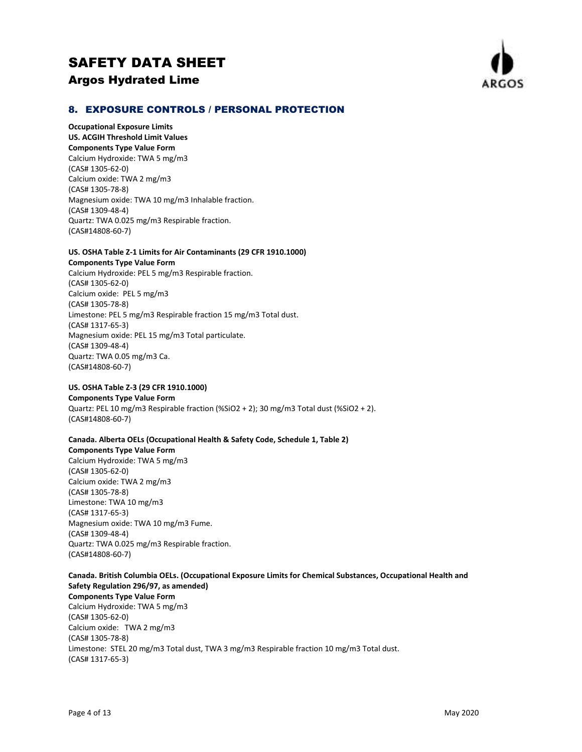# SAFETY DATA SHEET

## Argos Hydrated Lime

## 8. EXPOSURE CONTROLS / PERSONAL PROTECTION

**Occupational Exposure Limits**
**US. ACGIH Threshold Limit Values**
**Components Type Value Form**
Calcium Hydroxide: TWA 5 mg/m3
(CAS# 1305-62-0)
Calcium oxide: TWA 2 mg/m3
(CAS# 1305-78-8)
Magnesium oxide: TWA 10 mg/m3 Inhalable fraction.
(CAS# 1309-48-4)
Quartz: TWA 0.025 mg/m3 Respirable fraction.
(CAS#14808-60-7)

**US. OSHA Table Z-1 Limits for Air Contaminants (29 CFR 1910.1000)**
**Components Type Value Form**
Calcium Hydroxide: PEL 5 mg/m3 Respirable fraction.
(CAS# 1305-62-0)
Calcium oxide: PEL 5 mg/m3
(CAS# 1305-78-8)
Limestone: PEL 5 mg/m3 Respirable fraction 15 mg/m3 Total dust.
(CAS# 1317-65-3)
Magnesium oxide: PEL 15 mg/m3 Total particulate.
(CAS# 1309-48-4)
Quartz: TWA 0.05 mg/m3 Ca.
(CAS#14808-60-7)

**US. OSHA Table Z-3 (29 CFR 1910.1000)**
**Components Type Value Form**
Quartz: PEL 10 mg/m3 Respirable fraction (%SiO2 + 2); 30 mg/m3 Total dust (%SiO2 + 2).
(CAS#14808-60-7)

**Canada. Alberta OELs (Occupational Health & Safety Code, Schedule 1, Table 2)**
**Components Type Value Form**
Calcium Hydroxide: TWA 5 mg/m3
(CAS# 1305-62-0)
Calcium oxide: TWA 2 mg/m3
(CAS# 1305-78-8)
Limestone: TWA 10 mg/m3
(CAS# 1317-65-3)
Magnesium oxide: TWA 10 mg/m3 Fume.
(CAS# 1309-48-4)
Quartz: TWA 0.025 mg/m3 Respirable fraction.
(CAS#14808-60-7)

**Canada. British Columbia OELs. (Occupational Exposure Limits for Chemical Substances, Occupational Health and Safety Regulation 296/97, as amended)**
**Components Type Value Form**
Calcium Hydroxide: TWA 5 mg/m3
(CAS# 1305-62-0)
Calcium oxide: TWA 2 mg/m3
(CAS# 1305-78-8)
Limestone: STEL 20 mg/m3 Total dust, TWA 3 mg/m3 Respirable fraction 10 mg/m3 Total dust.
(CAS# 1317-65-3)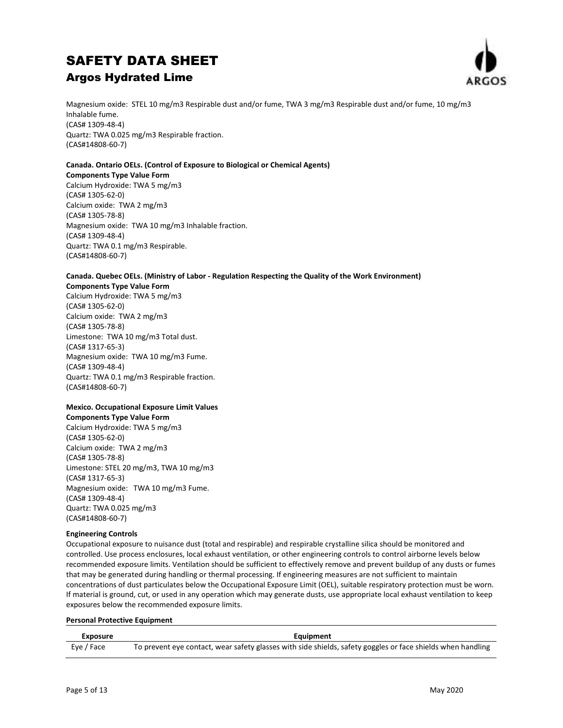Magnesium oxide: STEL 10 mg/m3 Respirable dust and/or fume, TWA 3 mg/m3 Respirable dust and/or fume, 10 mg/m3 Inhalable fume.
(CAS# 1309-48-4)
Quartz: TWA 0.025 mg/m3 Respirable fraction.
(CAS#14808-60-7)

**Canada. Ontario OELs. (Control of Exposure to Biological or Chemical Agents)**
**Components Type Value Form**
Calcium Hydroxide: TWA 5 mg/m3
(CAS# 1305-62-0)
Calcium oxide: TWA 2 mg/m3
(CAS# 1305-78-8)
Magnesium oxide: TWA 10 mg/m3 Inhalable fraction.
(CAS# 1309-48-4)
Quartz: TWA 0.1 mg/m3 Respirable.
(CAS#14808-60-7)

**Canada. Quebec OELs. (Ministry of Labor - Regulation Respecting the Quality of the Work Environment)**
**Components Type Value Form**
Calcium Hydroxide: TWA 5 mg/m3
(CAS# 1305-62-0)
Calcium oxide: TWA 2 mg/m3
(CAS# 1305-78-8)
Limestone: TWA 10 mg/m3 Total dust.
(CAS# 1317-65-3)
Magnesium oxide: TWA 10 mg/m3 Fume.
(CAS# 1309-48-4)
Quartz: TWA 0.1 mg/m3 Respirable fraction.
(CAS#14808-60-7)

**Mexico. Occupational Exposure Limit Values**
**Components Type Value Form**
Calcium Hydroxide: TWA 5 mg/m3
(CAS# 1305-62-0)
Calcium oxide: TWA 2 mg/m3
(CAS# 1305-78-8)
Limestone: STEL 20 mg/m3, TWA 10 mg/m3
(CAS# 1317-65-3)
Magnesium oxide: TWA 10 mg/m3 Fume.
(CAS# 1309-48-4)
Quartz: TWA 0.025 mg/m3
(CAS#14808-60-7)

**Engineering Controls**
Occupational exposure to nuisance dust (total and respirable) and respirable crystalline silica should be monitored and controlled. Use process enclosures, local exhaust ventilation, or other engineering controls to control airborne levels below recommended exposure limits. Ventilation should be sufficient to effectively remove and prevent buildup of any dusts or fumes that may be generated during handling or thermal processing. If engineering measures are not sufficient to maintain concentrations of dust particulates below the Occupational Exposure Limit (OEL), suitable respiratory protection must be worn. If material is ground, cut, or used in any operation which may generate dusts, use appropriate local exhaust ventilation to keep exposures below the recommended exposure limits.

**Personal Protective Equipment**

| Exposure | Equipment |
|---|---|
| Eye / Face | To prevent eye contact, wear safety glasses with side shields, safety goggles or face shields when handling |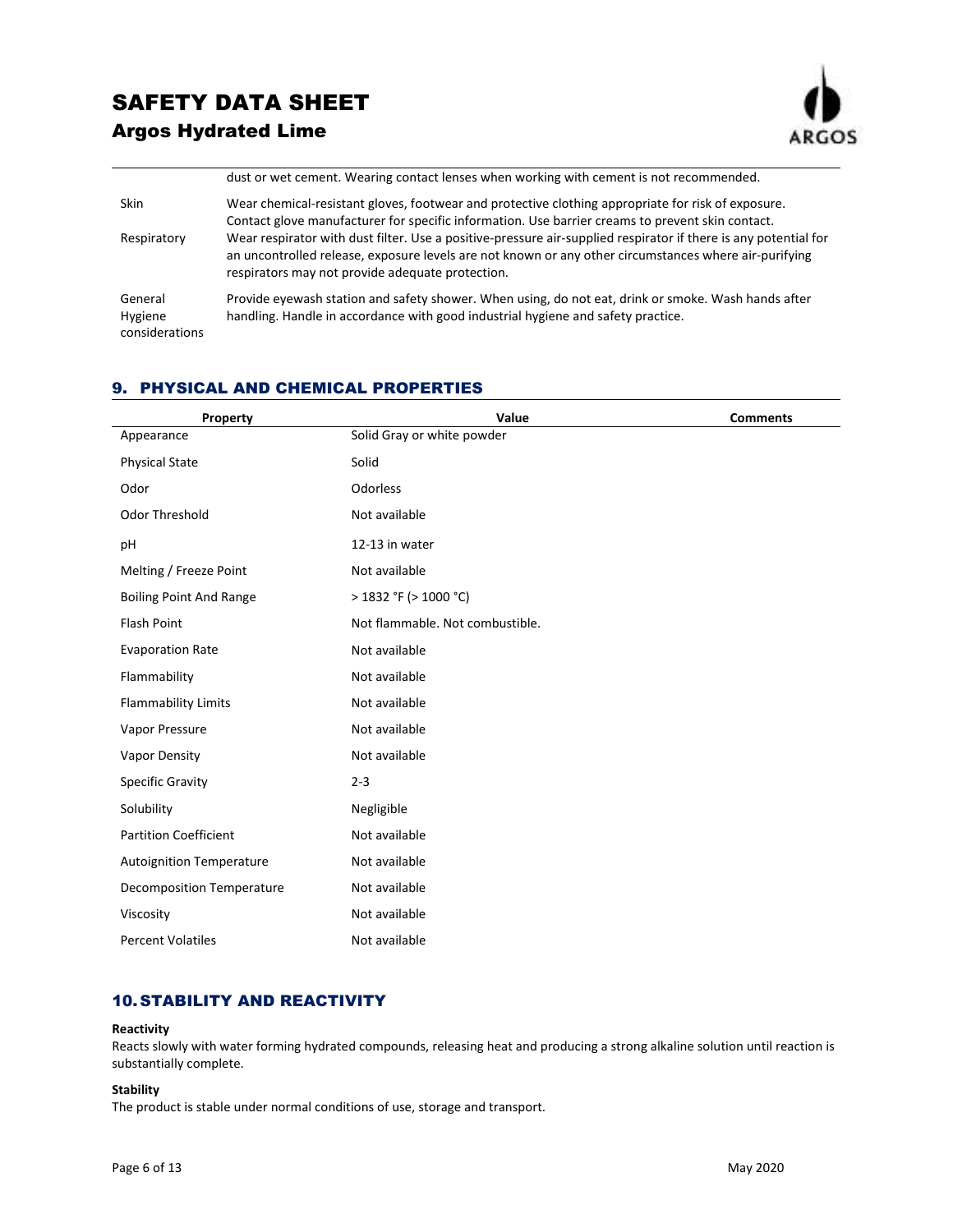| | |
|---|---|
| | dust or wet cement. Wearing contact lenses when working with cement is not recommended. |
| Skin | Wear chemical-resistant gloves, footwear and protective clothing appropriate for risk of exposure. Contact glove manufacturer for specific information. Use barrier creams to prevent skin contact. |
| Respiratory | Wear respirator with dust filter. Use a positive-pressure air-supplied respirator if there is any potential for an uncontrolled release, exposure levels are not known or any other circumstances where air-purifying respirators may not provide adequate protection. |
| General Hygiene considerations | Provide eyewash station and safety shower. When using, do not eat, drink or smoke. Wash hands after handling. Handle in accordance with good industrial hygiene and safety practice. |

## 9. PHYSICAL AND CHEMICAL PROPERTIES

| Property | Value | Comments |
|---|---|---|
| Appearance | Solid Gray or white powder | |
| Physical State | Solid | |
| Odor | Odorless | |
| Odor Threshold | Not available | |
| pH | 12-13 in water | |
| Melting / Freeze Point | Not available | |
| Boiling Point And Range | > 1832 °F (> 1000 °C) | |
| Flash Point | Not flammable. Not combustible. | |
| Evaporation Rate | Not available | |
| Flammability | Not available | |
| Flammability Limits | Not available | |
| Vapor Pressure | Not available | |
| Vapor Density | Not available | |
| Specific Gravity | 2-3 | |
| Solubility | Negligible | |
| Partition Coefficient | Not available | |
| Autoignition Temperature | Not available | |
| Decomposition Temperature | Not available | |
| Viscosity | Not available | |
| Percent Volatiles | Not available | |

## 10. STABILITY AND REACTIVITY

**Reactivity**

Reacts slowly with water forming hydrated compounds, releasing heat and producing a strong alkaline solution until reaction is substantially complete.

**Stability**

The product is stable under normal conditions of use, storage and transport.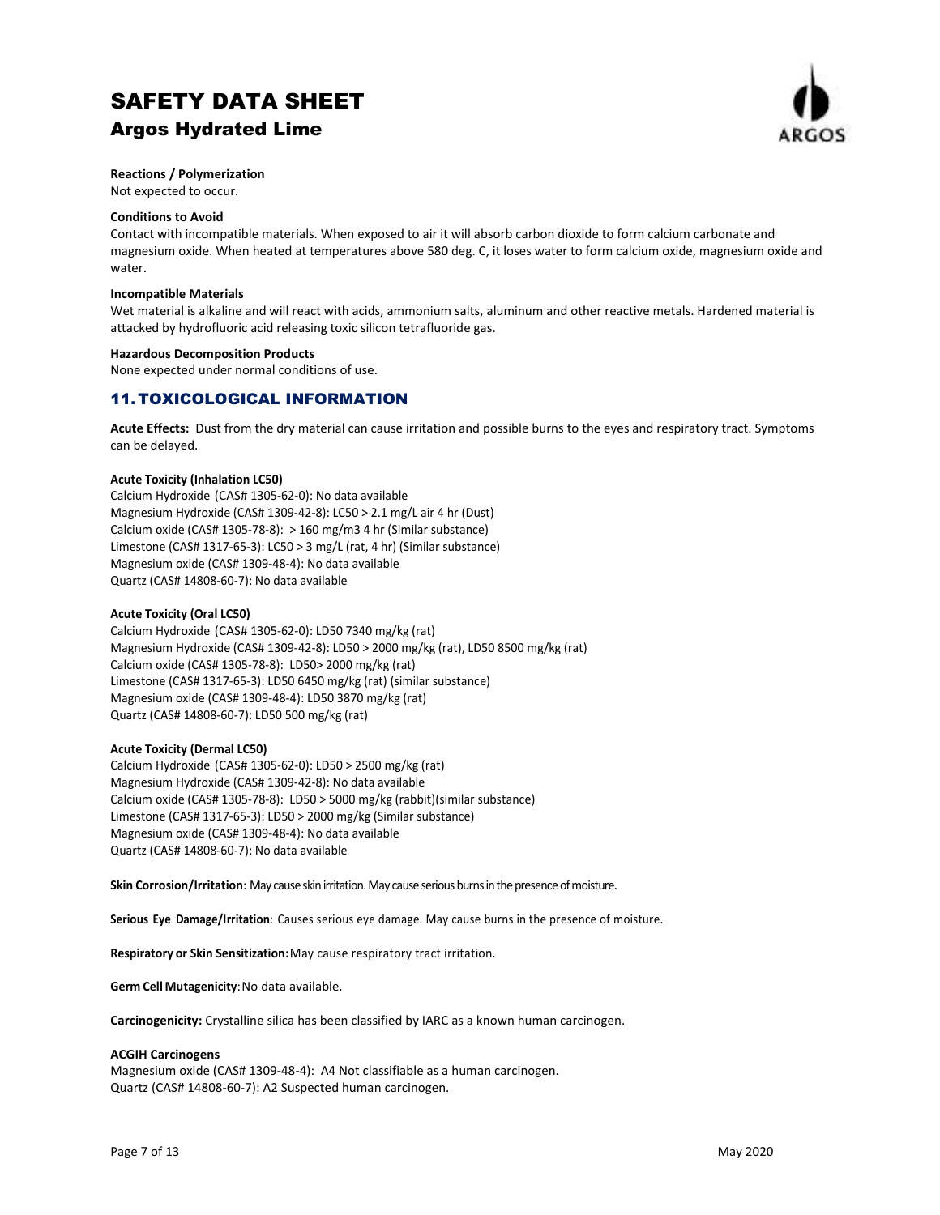**Reactions / Polymerization**

Not expected to occur.

**Conditions to Avoid**

Contact with incompatible materials. When exposed to air it will absorb carbon dioxide to form calcium carbonate and magnesium oxide. When heated at temperatures above 580 deg. C, it loses water to form calcium oxide, magnesium oxide and water.

**Incompatible Materials**

Wet material is alkaline and will react with acids, ammonium salts, aluminum and other reactive metals. Hardened material is attacked by hydrofluoric acid releasing toxic silicon tetrafluoride gas.

**Hazardous Decomposition Products**

None expected under normal conditions of use.

## 11. TOXICOLOGICAL INFORMATION

**Acute Effects:** Dust from the dry material can cause irritation and possible burns to the eyes and respiratory tract. Symptoms can be delayed.

**Acute Toxicity (Inhalation LC50)**

Calcium Hydroxide (CAS# 1305-62-0): No data available
Magnesium Hydroxide (CAS# 1309-42-8): LC50 > 2.1 mg/L air 4 hr (Dust)
Calcium oxide (CAS# 1305-78-8): > 160 mg/m3 4 hr (Similar substance)
Limestone (CAS# 1317-65-3): LC50 > 3 mg/L (rat, 4 hr) (Similar substance)
Magnesium oxide (CAS# 1309-48-4): No data available
Quartz (CAS# 14808-60-7): No data available

**Acute Toxicity (Oral LC50)**

Calcium Hydroxide (CAS# 1305-62-0): LD50 7340 mg/kg (rat)
Magnesium Hydroxide (CAS# 1309-42-8): LD50 > 2000 mg/kg (rat), LD50 8500 mg/kg (rat)
Calcium oxide (CAS# 1305-78-8): LD50> 2000 mg/kg (rat)
Limestone (CAS# 1317-65-3): LD50 6450 mg/kg (rat) (similar substance)
Magnesium oxide (CAS# 1309-48-4): LD50 3870 mg/kg (rat)
Quartz (CAS# 14808-60-7): LD50 500 mg/kg (rat)

**Acute Toxicity (Dermal LC50)**

Calcium Hydroxide (CAS# 1305-62-0): LD50 > 2500 mg/kg (rat)
Magnesium Hydroxide (CAS# 1309-42-8): No data available
Calcium oxide (CAS# 1305-78-8): LD50 > 5000 mg/kg (rabbit)(similar substance)
Limestone (CAS# 1317-65-3): LD50 > 2000 mg/kg (Similar substance)
Magnesium oxide (CAS# 1309-48-4): No data available
Quartz (CAS# 14808-60-7): No data available

**Skin Corrosion/Irritation**: May cause skin irritation. May cause serious burns in the presence of moisture.

**Serious Eye Damage/Irritation**: Causes serious eye damage. May cause burns in the presence of moisture.

**Respiratory or Skin Sensitization:** May cause respiratory tract irritation.

**Germ Cell Mutagenicity**: No data available.

**Carcinogenicity:** Crystalline silica has been classified by IARC as a known human carcinogen.

**ACGIH Carcinogens**

Magnesium oxide (CAS# 1309-48-4): A4 Not classifiable as a human carcinogen.
Quartz (CAS# 14808-60-7): A2 Suspected human carcinogen.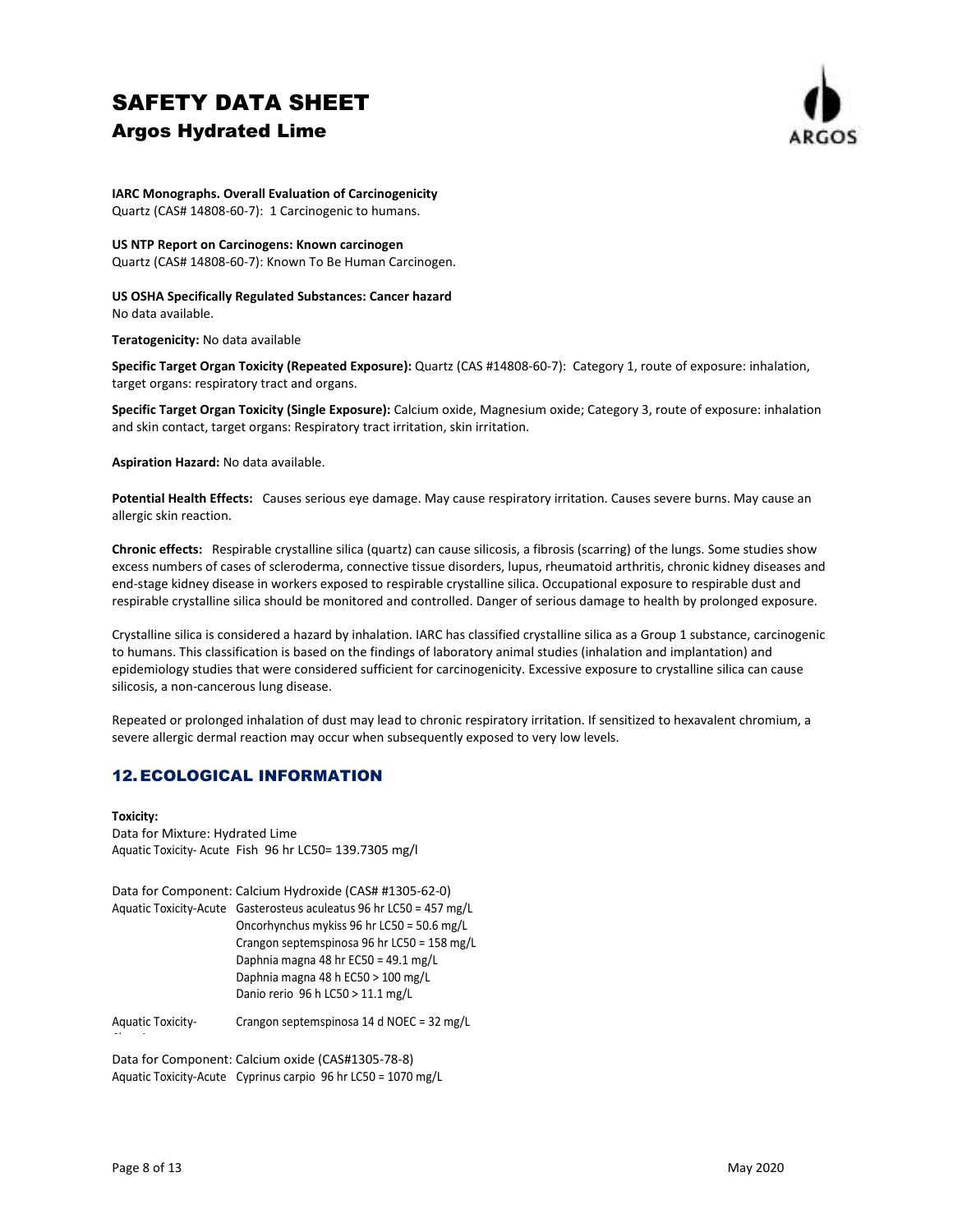**IARC Monographs. Overall Evaluation of Carcinogenicity**
Quartz (CAS# 14808-60-7): 1 Carcinogenic to humans.

**US NTP Report on Carcinogens: Known carcinogen**
Quartz (CAS# 14808-60-7): Known To Be Human Carcinogen.

**US OSHA Specifically Regulated Substances: Cancer hazard**
No data available.

**Teratogenicity:** No data available

**Specific Target Organ Toxicity (Repeated Exposure):** Quartz (CAS #14808-60-7): Category 1, route of exposure: inhalation, target organs: respiratory tract and organs.

**Specific Target Organ Toxicity (Single Exposure):** Calcium oxide, Magnesium oxide; Category 3, route of exposure: inhalation and skin contact, target organs: Respiratory tract irritation, skin irritation.

**Aspiration Hazard:** No data available.

**Potential Health Effects:** Causes serious eye damage. May cause respiratory irritation. Causes severe burns. May cause an allergic skin reaction.

**Chronic effects:** Respirable crystalline silica (quartz) can cause silicosis, a fibrosis (scarring) of the lungs. Some studies show excess numbers of cases of scleroderma, connective tissue disorders, lupus, rheumatoid arthritis, chronic kidney diseases and end-stage kidney disease in workers exposed to respirable crystalline silica. Occupational exposure to respirable dust and respirable crystalline silica should be monitored and controlled. Danger of serious damage to health by prolonged exposure.

Crystalline silica is considered a hazard by inhalation. IARC has classified crystalline silica as a Group 1 substance, carcinogenic to humans. This classification is based on the findings of laboratory animal studies (inhalation and implantation) and epidemiology studies that were considered sufficient for carcinogenicity. Excessive exposure to crystalline silica can cause silicosis, a non-cancerous lung disease.

Repeated or prolonged inhalation of dust may lead to chronic respiratory irritation. If sensitized to hexavalent chromium, a severe allergic dermal reaction may occur when subsequently exposed to very low levels.

## 12. ECOLOGICAL INFORMATION

**Toxicity:**
Data for Mixture: Hydrated Lime
Aquatic Toxicity- Acute Fish 96 hr LC50= 139.7305 mg/l

Data for Component: Calcium Hydroxide (CAS# #1305-62-0)

| | |
|---|---|
| Aquatic Toxicity-Acute | Gasterosteus aculeatus 96 hr LC50 = 457 mg/L |
| | Oncorhynchus mykiss 96 hr LC50 = 50.6 mg/L |
| | Crangon septemspinosa 96 hr LC50 = 158 mg/L |
| | Daphnia magna 48 hr EC50 = 49.1 mg/L |
| | Daphnia magna 48 h EC50 > 100 mg/L |
| | Danio rerio 96 h LC50 > 11.1 mg/L |
| Aquatic Toxicity-Chronic | Crangon septemspinosa 14 d NOEC = 32 mg/L |

Data for Component: Calcium oxide (CAS#1305-78-8)
Aquatic Toxicity-Acute Cyprinus carpio 96 hr LC50 = 1070 mg/L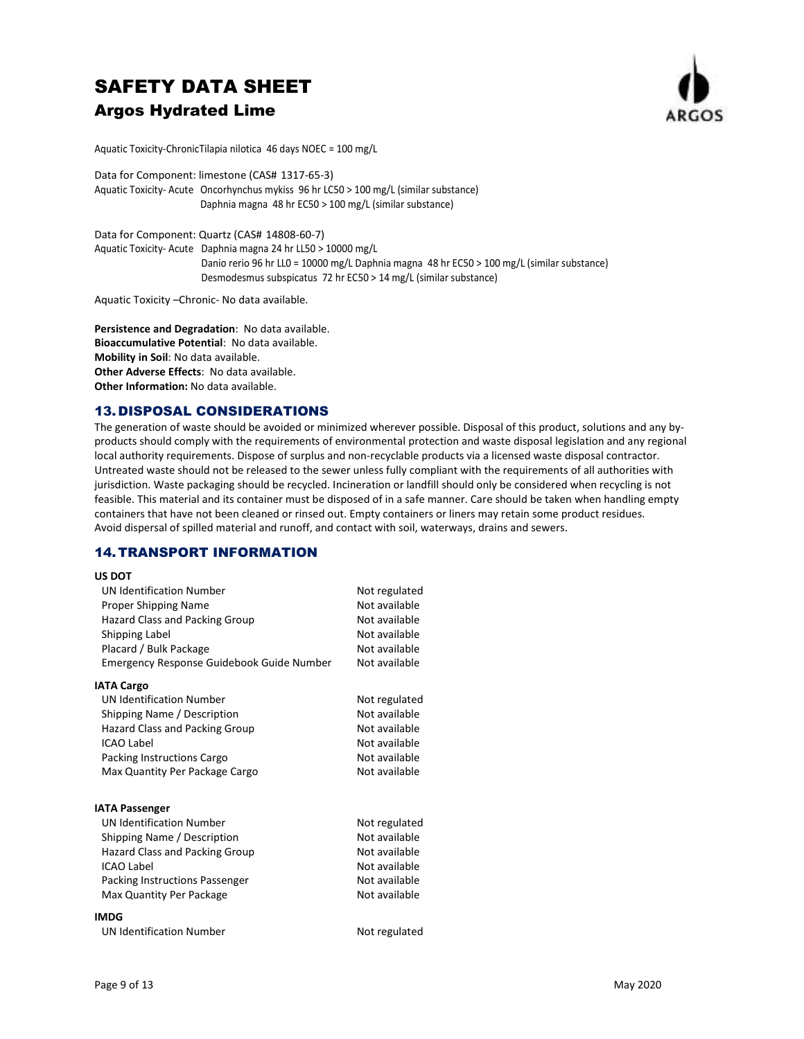# SAFETY DATA SHEET

## Argos Hydrated Lime

Aquatic Toxicity-ChronicTilapia nilotica 46 days NOEC = 100 mg/L

Data for Component: limestone (CAS# 1317-65-3)

Aquatic Toxicity- Acute Oncorhynchus mykiss 96 hr LC50 > 100 mg/L (similar substance)
Daphnia magna 48 hr EC50 > 100 mg/L (similar substance)

Data for Component: Quartz (CAS# 14808-60-7)

Aquatic Toxicity- Acute Daphnia magna 24 hr LL50 > 10000 mg/L
Danio rerio 96 hr LL0 = 10000 mg/L Daphnia magna 48 hr EC50 > 100 mg/L (similar substance)
Desmodesmus subspicatus 72 hr EC50 > 14 mg/L (similar substance)

Aquatic Toxicity –Chronic- No data available.

**Persistence and Degradation**: No data available.
**Bioaccumulative Potential**: No data available.
**Mobility in Soil**: No data available.
**Other Adverse Effects**: No data available.
**Other Information:** No data available.

## 13. DISPOSAL CONSIDERATIONS

The generation of waste should be avoided or minimized wherever possible. Disposal of this product, solutions and any by-products should comply with the requirements of environmental protection and waste disposal legislation and any regional local authority requirements. Dispose of surplus and non-recyclable products via a licensed waste disposal contractor. Untreated waste should not be released to the sewer unless fully compliant with the requirements of all authorities with jurisdiction. Waste packaging should be recycled. Incineration or landfill should only be considered when recycling is not feasible. This material and its container must be disposed of in a safe manner. Care should be taken when handling empty containers that have not been cleaned or rinsed out. Empty containers or liners may retain some product residues. Avoid dispersal of spilled material and runoff, and contact with soil, waterways, drains and sewers.

## 14. TRANSPORT INFORMATION

**US DOT**

| | |
|---|---|
| UN Identification Number | Not regulated |
| Proper Shipping Name | Not available |
| Hazard Class and Packing Group | Not available |
| Shipping Label | Not available |
| Placard / Bulk Package | Not available |
| Emergency Response Guidebook Guide Number | Not available |

**IATA Cargo**

| | |
|---|---|
| UN Identification Number | Not regulated |
| Shipping Name / Description | Not available |
| Hazard Class and Packing Group | Not available |
| ICAO Label | Not available |
| Packing Instructions Cargo | Not available |
| Max Quantity Per Package Cargo | Not available |

**IATA Passenger**

| | |
|---|---|
| UN Identification Number | Not regulated |
| Shipping Name / Description | Not available |
| Hazard Class and Packing Group | Not available |
| ICAO Label | Not available |
| Packing Instructions Passenger | Not available |
| Max Quantity Per Package | Not available |

**IMDG**

| | |
|---|---|
| UN Identification Number | Not regulated |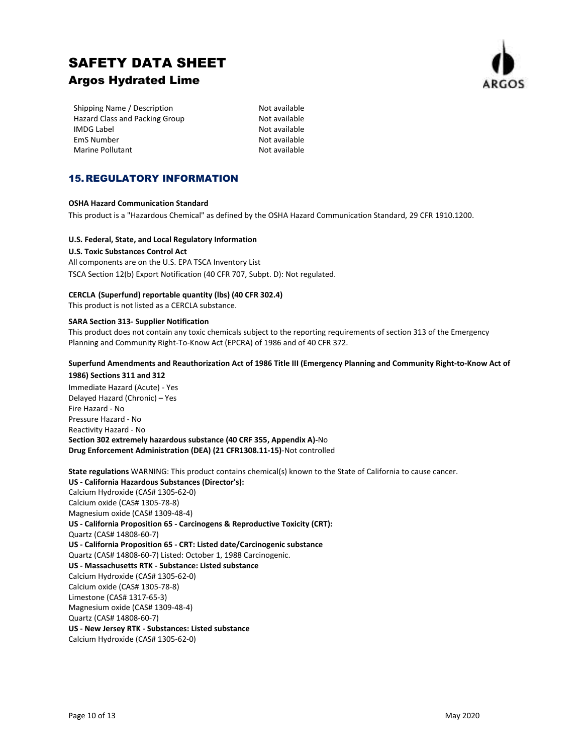| | |
|---|---|
| Shipping Name / Description | Not available |
| Hazard Class and Packing Group | Not available |
| IMDG Label | Not available |
| EmS Number | Not available |
| Marine Pollutant | Not available |

## 15. REGULATORY INFORMATION

**OSHA Hazard Communication Standard**

This product is a "Hazardous Chemical" as defined by the OSHA Hazard Communication Standard, 29 CFR 1910.1200.

**U.S. Federal, State, and Local Regulatory Information**

**U.S. Toxic Substances Control Act**

All components are on the U.S. EPA TSCA Inventory List

TSCA Section 12(b) Export Notification (40 CFR 707, Subpt. D): Not regulated.

**CERCLA (Superfund) reportable quantity (lbs) (40 CFR 302.4)**

This product is not listed as a CERCLA substance.

**SARA Section 313- Supplier Notification**

This product does not contain any toxic chemicals subject to the reporting requirements of section 313 of the Emergency Planning and Community Right-To-Know Act (EPCRA) of 1986 and of 40 CFR 372.

**Superfund Amendments and Reauthorization Act of 1986 Title III (Emergency Planning and Community Right-to-Know Act of 1986) Sections 311 and 312**

Immediate Hazard (Acute) - Yes
Delayed Hazard (Chronic) – Yes
Fire Hazard - No
Pressure Hazard - No
Reactivity Hazard - No
**Section 302 extremely hazardous substance (40 CRF 355, Appendix A)-**No
**Drug Enforcement Administration (DEA) (21 CFR1308.11-15)**-Not controlled

**State regulations** WARNING: This product contains chemical(s) known to the State of California to cause cancer.
**US - California Hazardous Substances (Director's):**
Calcium Hydroxide (CAS# 1305-62-0)
Calcium oxide (CAS# 1305-78-8)
Magnesium oxide (CAS# 1309-48-4)
**US - California Proposition 65 - Carcinogens & Reproductive Toxicity (CRT):**
Quartz (CAS# 14808-60-7)
**US - California Proposition 65 - CRT: Listed date/Carcinogenic substance**
Quartz (CAS# 14808-60-7) Listed: October 1, 1988 Carcinogenic.
**US - Massachusetts RTK - Substance: Listed substance**
Calcium Hydroxide (CAS# 1305-62-0)
Calcium oxide (CAS# 1305-78-8)
Limestone (CAS# 1317-65-3)
Magnesium oxide (CAS# 1309-48-4)
Quartz (CAS# 14808-60-7)
**US - New Jersey RTK - Substances: Listed substance**
Calcium Hydroxide (CAS# 1305-62-0)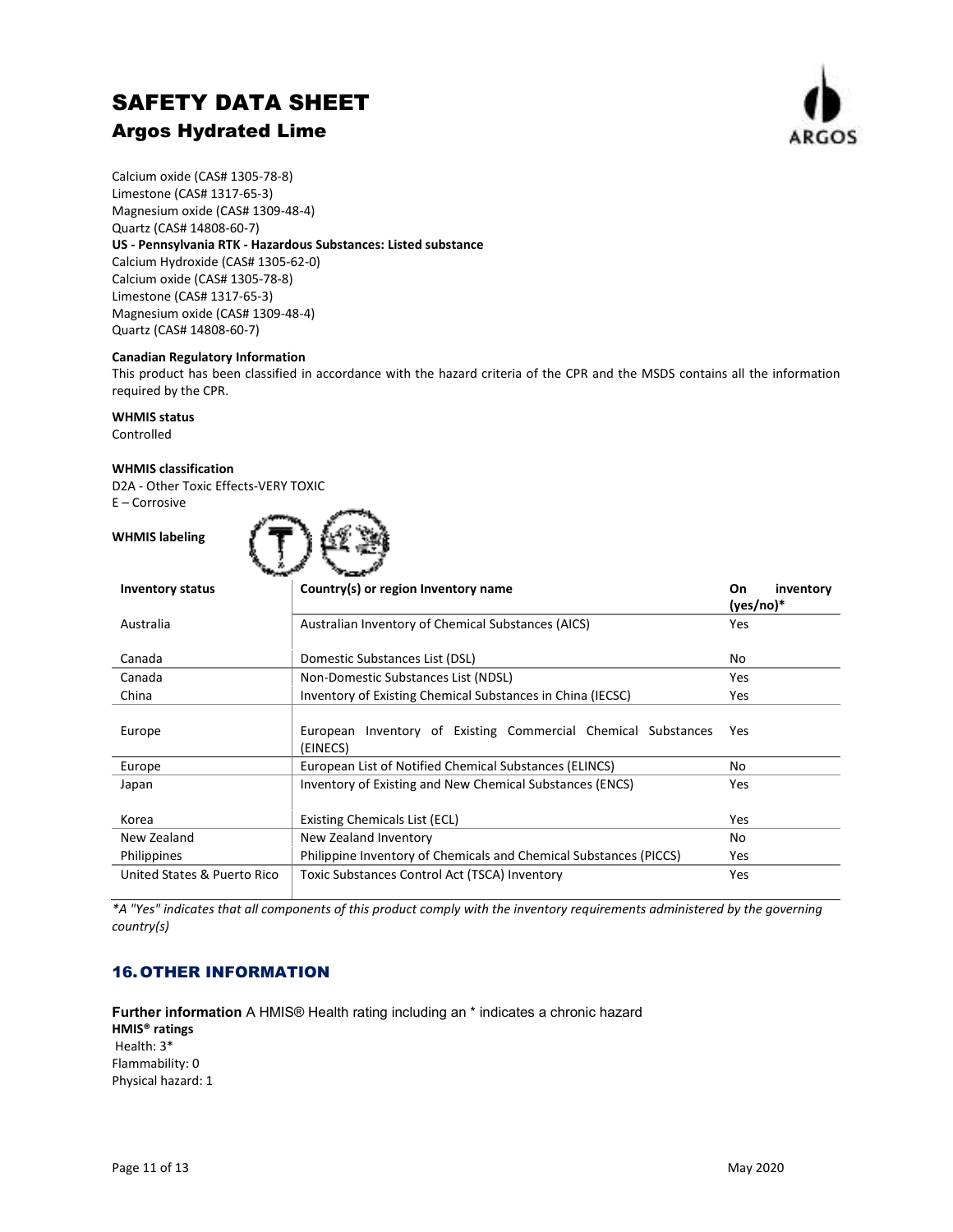Calcium oxide (CAS# 1305-78-8)
Limestone (CAS# 1317-65-3)
Magnesium oxide (CAS# 1309-48-4)
Quartz (CAS# 14808-60-7)

**US - Pennsylvania RTK - Hazardous Substances: Listed substance**

Calcium Hydroxide (CAS# 1305-62-0)
Calcium oxide (CAS# 1305-78-8)
Limestone (CAS# 1317-65-3)
Magnesium oxide (CAS# 1309-48-4)
Quartz (CAS# 14808-60-7)

**Canadian Regulatory Information**

This product has been classified in accordance with the hazard criteria of the CPR and the MSDS contains all the information required by the CPR.

**WHMIS status**

Controlled

**WHMIS classification**

D2A - Other Toxic Effects-VERY TOXIC
E – Corrosive

**WHMIS labeling**

| Inventory status | Country(s) or region Inventory name | On inventory (yes/no)* |
|---|---|---|
| Australia | Australian Inventory of Chemical Substances (AICS) | Yes |
| Canada | Domestic Substances List (DSL) | No |
| Canada | Non-Domestic Substances List (NDSL) | Yes |
| China | Inventory of Existing Chemical Substances in China (IECSC) | Yes |
| Europe | European Inventory of Existing Commercial Chemical Substances (EINECS) | Yes |
| Europe | European List of Notified Chemical Substances (ELINCS) | No |
| Japan | Inventory of Existing and New Chemical Substances (ENCS) | Yes |
| Korea | Existing Chemicals List (ECL) | Yes |
| New Zealand | New Zealand Inventory | No |
| Philippines | Philippine Inventory of Chemicals and Chemical Substances (PICCS) | Yes |
| United States & Puerto Rico | Toxic Substances Control Act (TSCA) Inventory | Yes |

*\*A "Yes" indicates that all components of this product comply with the inventory requirements administered by the governing country(s)*

## 16. OTHER INFORMATION

**Further information** A HMIS® Health rating including an * indicates a chronic hazard

**HMIS® ratings**

Health: 3*
Flammability: 0
Physical hazard: 1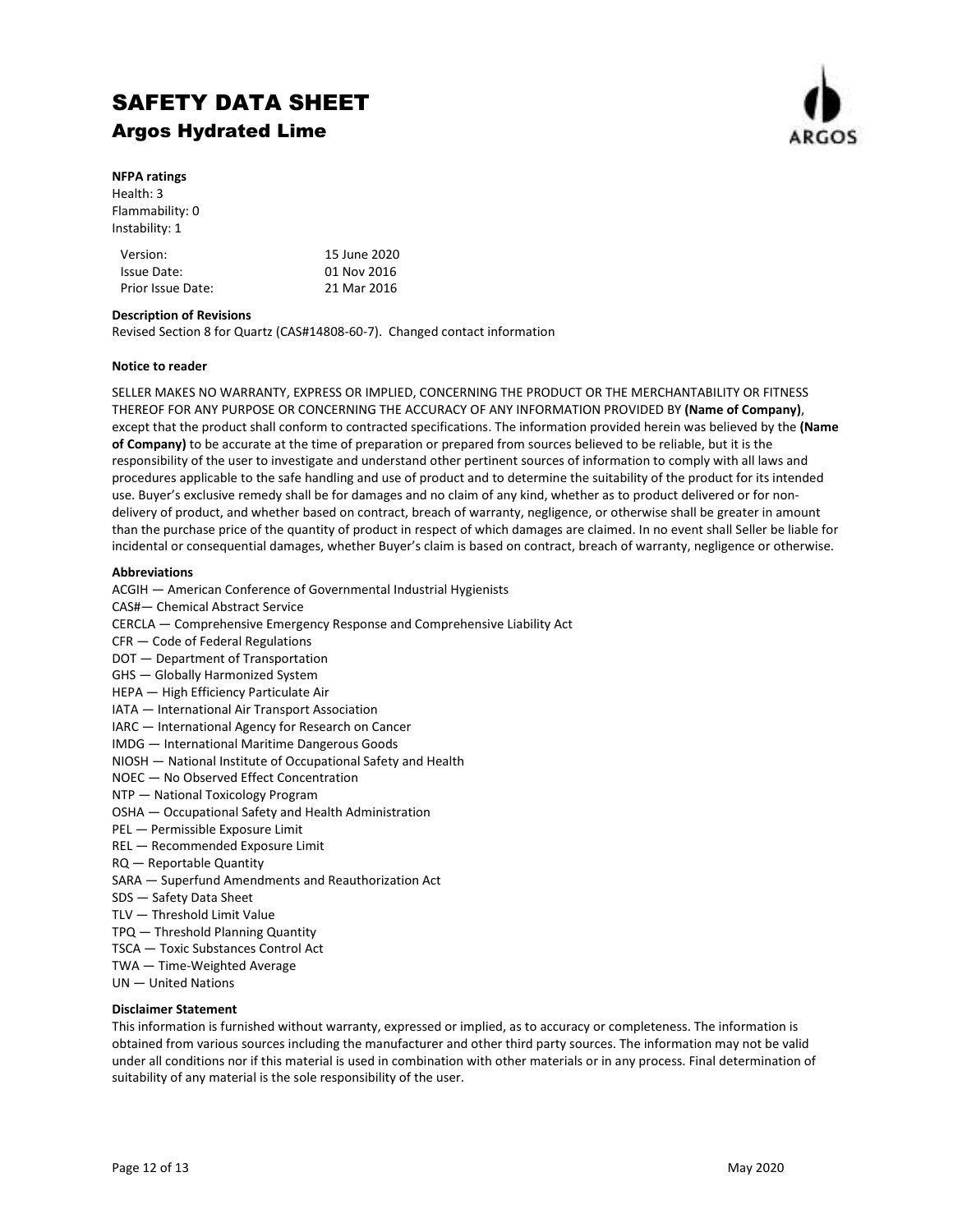# SAFETY DATA SHEET

## Argos Hydrated Lime

**NFPA ratings**

Health: 3
Flammability: 0
Instability: 1

| | |
|---|---|
| Version: | 15 June 2020 |
| Issue Date: | 01 Nov 2016 |
| Prior Issue Date: | 21 Mar 2016 |

**Description of Revisions**

Revised Section 8 for Quartz (CAS#14808-60-7). Changed contact information

**Notice to reader**

SELLER MAKES NO WARRANTY, EXPRESS OR IMPLIED, CONCERNING THE PRODUCT OR THE MERCHANTABILITY OR FITNESS THEREOF FOR ANY PURPOSE OR CONCERNING THE ACCURACY OF ANY INFORMATION PROVIDED BY **(Name of Company)**, except that the product shall conform to contracted specifications. The information provided herein was believed by the **(Name of Company)** to be accurate at the time of preparation or prepared from sources believed to be reliable, but it is the responsibility of the user to investigate and understand other pertinent sources of information to comply with all laws and procedures applicable to the safe handling and use of product and to determine the suitability of the product for its intended use. Buyer's exclusive remedy shall be for damages and no claim of any kind, whether as to product delivered or for non-delivery of product, and whether based on contract, breach of warranty, negligence, or otherwise shall be greater in amount than the purchase price of the quantity of product in respect of which damages are claimed. In no event shall Seller be liable for incidental or consequential damages, whether Buyer's claim is based on contract, breach of warranty, negligence or otherwise.

**Abbreviations**

ACGIH — American Conference of Governmental Industrial Hygienists
CAS#— Chemical Abstract Service
CERCLA — Comprehensive Emergency Response and Comprehensive Liability Act
CFR — Code of Federal Regulations
DOT — Department of Transportation
GHS — Globally Harmonized System
HEPA — High Efficiency Particulate Air
IATA — International Air Transport Association
IARC — International Agency for Research on Cancer
IMDG — International Maritime Dangerous Goods
NIOSH — National Institute of Occupational Safety and Health
NOEC — No Observed Effect Concentration
NTP — National Toxicology Program
OSHA — Occupational Safety and Health Administration
PEL — Permissible Exposure Limit
REL — Recommended Exposure Limit
RQ — Reportable Quantity
SARA — Superfund Amendments and Reauthorization Act
SDS — Safety Data Sheet
TLV — Threshold Limit Value
TPQ — Threshold Planning Quantity
TSCA — Toxic Substances Control Act
TWA — Time-Weighted Average
UN — United Nations

**Disclaimer Statement**

This information is furnished without warranty, expressed or implied, as to accuracy or completeness. The information is obtained from various sources including the manufacturer and other third party sources. The information may not be valid under all conditions nor if this material is used in combination with other materials or in any process. Final determination of suitability of any material is the sole responsibility of the user.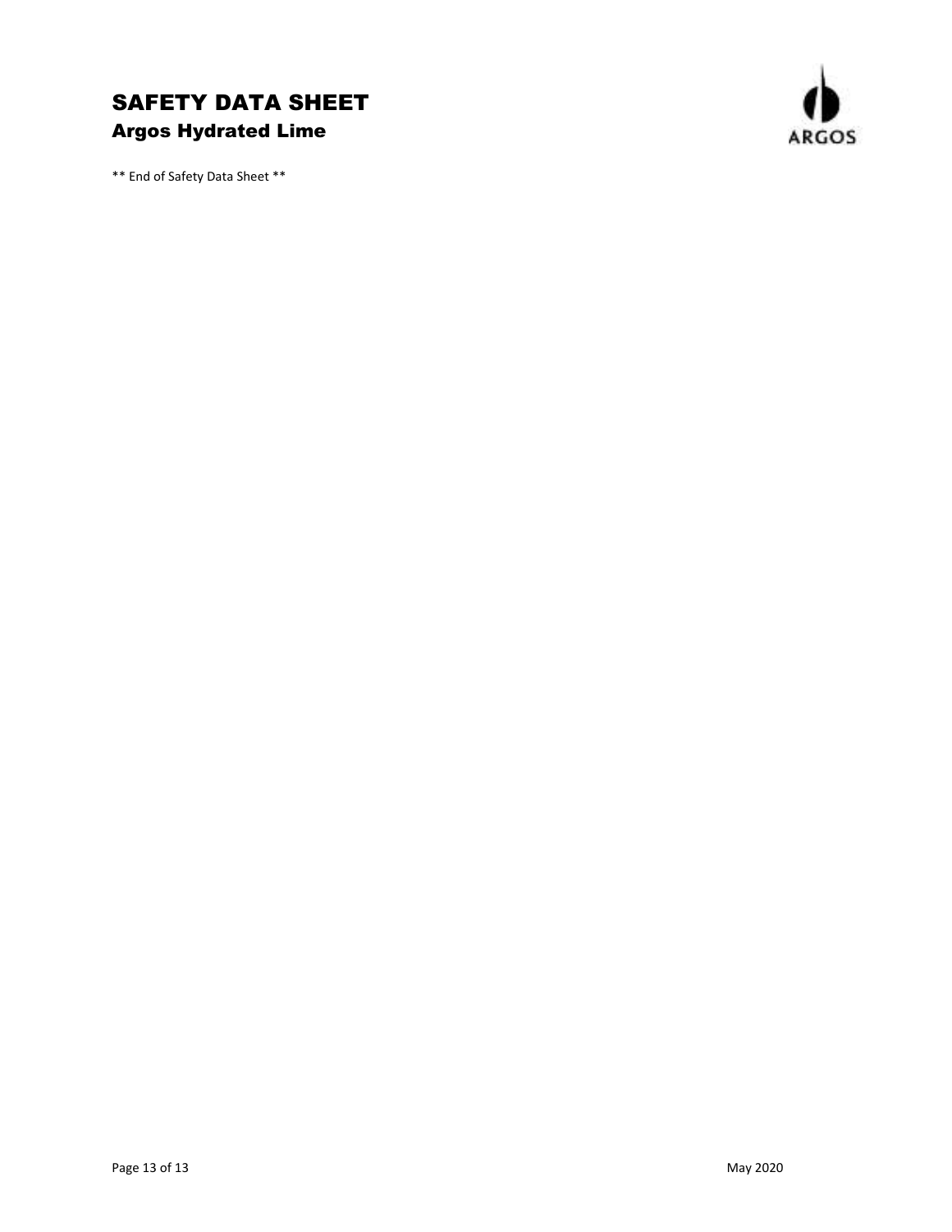** End of Safety Data Sheet **